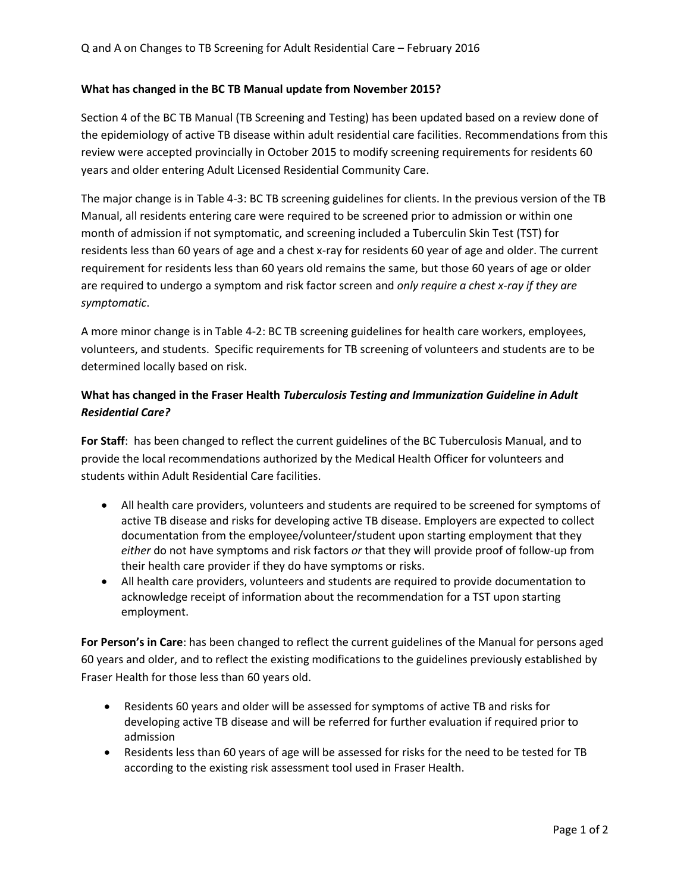Q and A on Changes to TB Screening for Adult Residential Care – February 2016

**What has changed in the BC TB Manual update from November 2015?**

Section 4 of the BC TB Manual (TB Screening and Testing) has been updated based on a review done of the epidemiology of active TB disease within adult residential care facilities. Recommendations from this review were accepted provincially in October 2015 to modify screening requirements for residents 60 years and older entering Adult Licensed Residential Community Care.

The major change is in Table 4-3: BC TB screening guidelines for clients. In the previous version of the TB Manual, all residents entering care were required to be screened prior to admission or within one month of admission if not symptomatic, and screening included a Tuberculin Skin Test (TST) for residents less than 60 years of age and a chest x-ray for residents 60 year of age and older. The current requirement for residents less than 60 years old remains the same, but those 60 years of age or older are required to undergo a symptom and risk factor screen and *only require a chest x-ray if they are symptomatic*.

A more minor change is in Table 4-2: BC TB screening guidelines for health care workers, employees, volunteers, and students. Specific requirements for TB screening of volunteers and students are to be determined locally based on risk.

**What has changed in the Fraser Health *Tuberculosis Testing and Immunization Guideline in Adult Residential Care?***

**For Staff**: has been changed to reflect the current guidelines of the BC Tuberculosis Manual, and to provide the local recommendations authorized by the Medical Health Officer for volunteers and students within Adult Residential Care facilities.

- All health care providers, volunteers and students are required to be screened for symptoms of active TB disease and risks for developing active TB disease. Employers are expected to collect documentation from the employee/volunteer/student upon starting employment that they *either* do not have symptoms and risk factors *or* that they will provide proof of follow-up from their health care provider if they do have symptoms or risks.
- All health care providers, volunteers and students are required to provide documentation to acknowledge receipt of information about the recommendation for a TST upon starting employment.

**For Person's in Care**: has been changed to reflect the current guidelines of the Manual for persons aged 60 years and older, and to reflect the existing modifications to the guidelines previously established by Fraser Health for those less than 60 years old.

- Residents 60 years and older will be assessed for symptoms of active TB and risks for developing active TB disease and will be referred for further evaluation if required prior to admission
- Residents less than 60 years of age will be assessed for risks for the need to be tested for TB according to the existing risk assessment tool used in Fraser Health.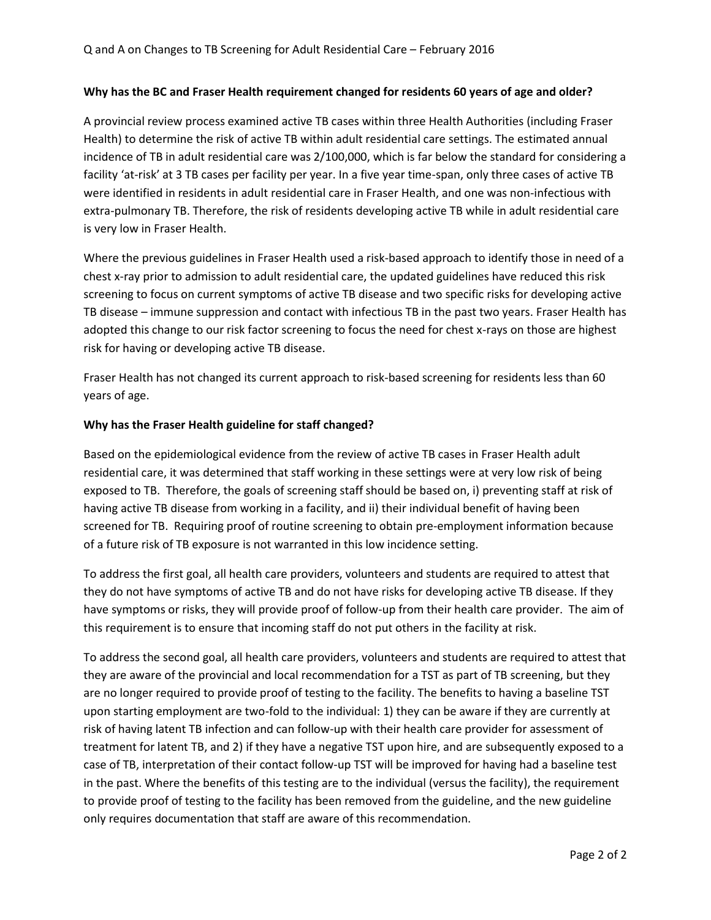**Why has the BC and Fraser Health requirement changed for residents 60 years of age and older?**

A provincial review process examined active TB cases within three Health Authorities (including Fraser Health) to determine the risk of active TB within adult residential care settings. The estimated annual incidence of TB in adult residential care was 2/100,000, which is far below the standard for considering a facility 'at-risk' at 3 TB cases per facility per year. In a five year time-span, only three cases of active TB were identified in residents in adult residential care in Fraser Health, and one was non-infectious with extra-pulmonary TB. Therefore, the risk of residents developing active TB while in adult residential care is very low in Fraser Health.

Where the previous guidelines in Fraser Health used a risk-based approach to identify those in need of a chest x-ray prior to admission to adult residential care, the updated guidelines have reduced this risk screening to focus on current symptoms of active TB disease and two specific risks for developing active TB disease – immune suppression and contact with infectious TB in the past two years. Fraser Health has adopted this change to our risk factor screening to focus the need for chest x-rays on those are highest risk for having or developing active TB disease.

Fraser Health has not changed its current approach to risk-based screening for residents less than 60 years of age.

**Why has the Fraser Health guideline for staff changed?**

Based on the epidemiological evidence from the review of active TB cases in Fraser Health adult residential care, it was determined that staff working in these settings were at very low risk of being exposed to TB. Therefore, the goals of screening staff should be based on, i) preventing staff at risk of having active TB disease from working in a facility, and ii) their individual benefit of having been screened for TB. Requiring proof of routine screening to obtain pre-employment information because of a future risk of TB exposure is not warranted in this low incidence setting.

To address the first goal, all health care providers, volunteers and students are required to attest that they do not have symptoms of active TB and do not have risks for developing active TB disease. If they have symptoms or risks, they will provide proof of follow-up from their health care provider. The aim of this requirement is to ensure that incoming staff do not put others in the facility at risk.

To address the second goal, all health care providers, volunteers and students are required to attest that they are aware of the provincial and local recommendation for a TST as part of TB screening, but they are no longer required to provide proof of testing to the facility. The benefits to having a baseline TST upon starting employment are two-fold to the individual: 1) they can be aware if they are currently at risk of having latent TB infection and can follow-up with their health care provider for assessment of treatment for latent TB, and 2) if they have a negative TST upon hire, and are subsequently exposed to a case of TB, interpretation of their contact follow-up TST will be improved for having had a baseline test in the past. Where the benefits of this testing are to the individual (versus the facility), the requirement to provide proof of testing to the facility has been removed from the guideline, and the new guideline only requires documentation that staff are aware of this recommendation.